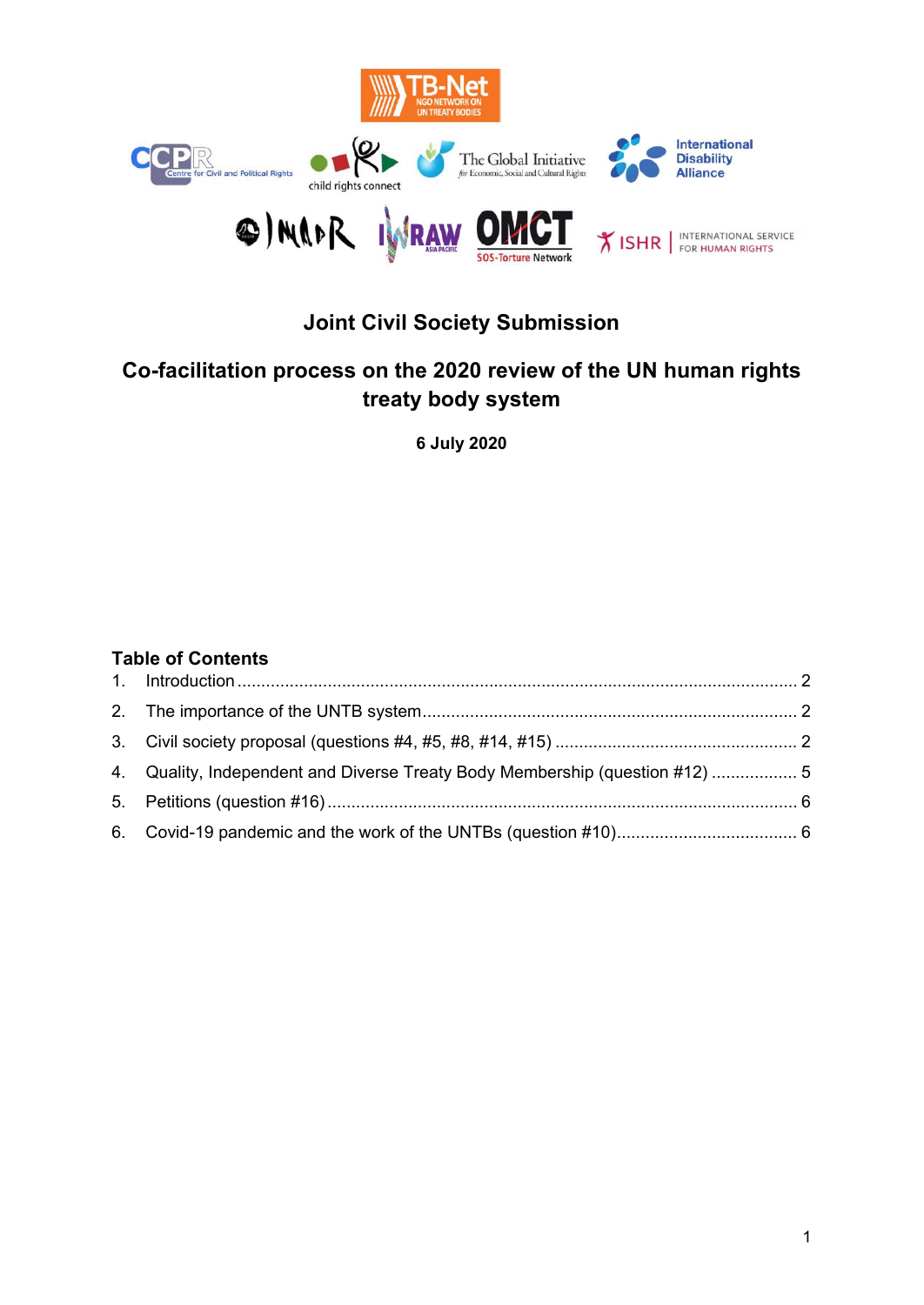# Joint Civil Society Submission

## Co-facilitation process on the 2020 review of the UN human rights treaty body system

**6 July 2020**

### Table of Contents

1. Introduction ........ 2
2. The importance of the UNTB system ........ 2
3. Civil society proposal (questions #4, #5, #8, #14, #15) ........ 2
4. Quality, Independent and Diverse Treaty Body Membership (question #12) ........ 5
5. Petitions (question #16) ........ 6
6. Covid-19 pandemic and the work of the UNTBs (question #10) ........ 6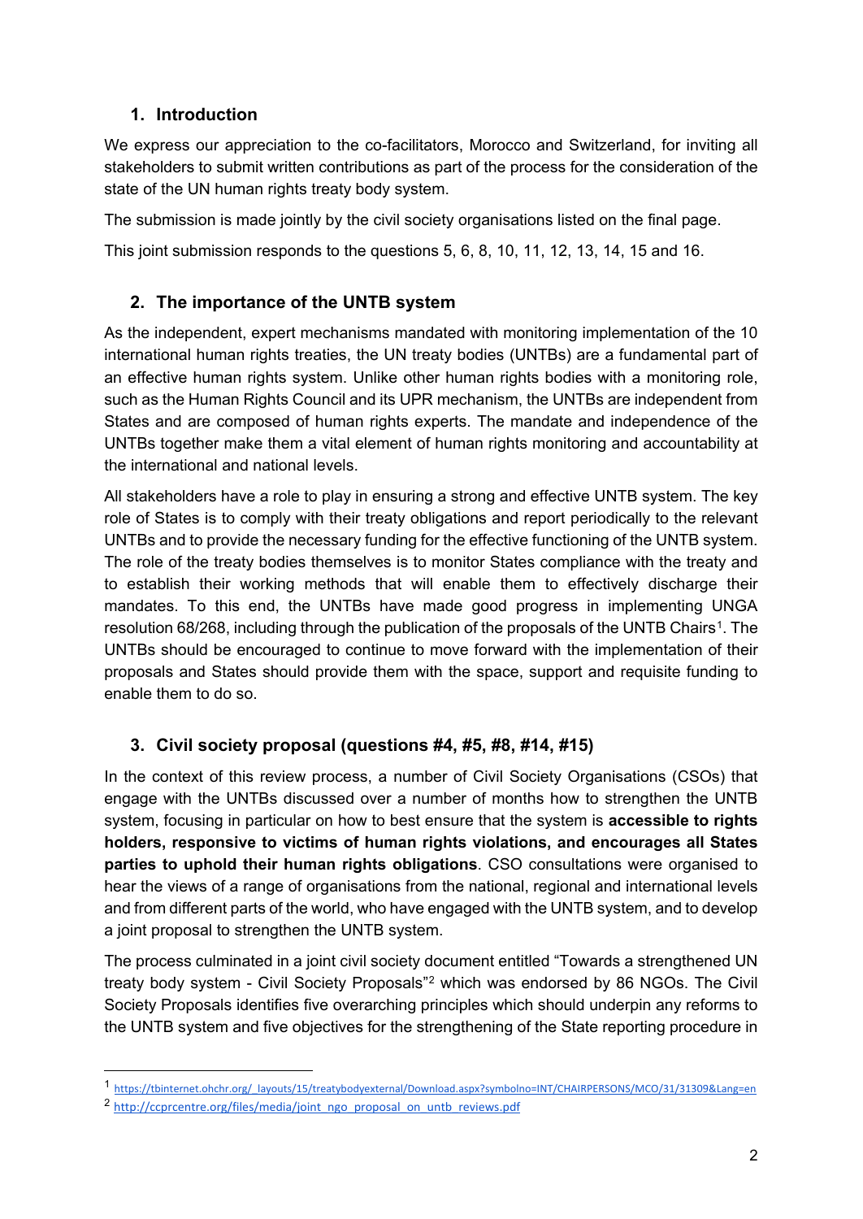## 1. Introduction

We express our appreciation to the co-facilitators, Morocco and Switzerland, for inviting all stakeholders to submit written contributions as part of the process for the consideration of the state of the UN human rights treaty body system.

The submission is made jointly by the civil society organisations listed on the final page.

This joint submission responds to the questions 5, 6, 8, 10, 11, 12, 13, 14, 15 and 16.

## 2. The importance of the UNTB system

As the independent, expert mechanisms mandated with monitoring implementation of the 10 international human rights treaties, the UN treaty bodies (UNTBs) are a fundamental part of an effective human rights system. Unlike other human rights bodies with a monitoring role, such as the Human Rights Council and its UPR mechanism, the UNTBs are independent from States and are composed of human rights experts. The mandate and independence of the UNTBs together make them a vital element of human rights monitoring and accountability at the international and national levels.

All stakeholders have a role to play in ensuring a strong and effective UNTB system. The key role of States is to comply with their treaty obligations and report periodically to the relevant UNTBs and to provide the necessary funding for the effective functioning of the UNTB system. The role of the treaty bodies themselves is to monitor States compliance with the treaty and to establish their working methods that will enable them to effectively discharge their mandates. To this end, the UNTBs have made good progress in implementing UNGA resolution 68/268, including through the publication of the proposals of the UNTB Chairs[1]. The UNTBs should be encouraged to continue to move forward with the implementation of their proposals and States should provide them with the space, support and requisite funding to enable them to do so.

## 3. Civil society proposal (questions #4, #5, #8, #14, #15)

In the context of this review process, a number of Civil Society Organisations (CSOs) that engage with the UNTBs discussed over a number of months how to strengthen the UNTB system, focusing in particular on how to best ensure that the system is **accessible to rights holders, responsive to victims of human rights violations, and encourages all States parties to uphold their human rights obligations**. CSO consultations were organised to hear the views of a range of organisations from the national, regional and international levels and from different parts of the world, who have engaged with the UNTB system, and to develop a joint proposal to strengthen the UNTB system.

The process culminated in a joint civil society document entitled "Towards a strengthened UN treaty body system - Civil Society Proposals"[2] which was endorsed by 86 NGOs. The Civil Society Proposals identifies five overarching principles which should underpin any reforms to the UNTB system and five objectives for the strengthening of the State reporting procedure in

---

[1] https://tbinternet.ohchr.org/_layouts/15/treatybodyexternal/Download.aspx?symbolno=INT/CHAIRPERSONS/MCO/31/31309&Lang=en

[2] http://ccprcentre.org/files/media/joint_ngo_proposal_on_untb_reviews.pdf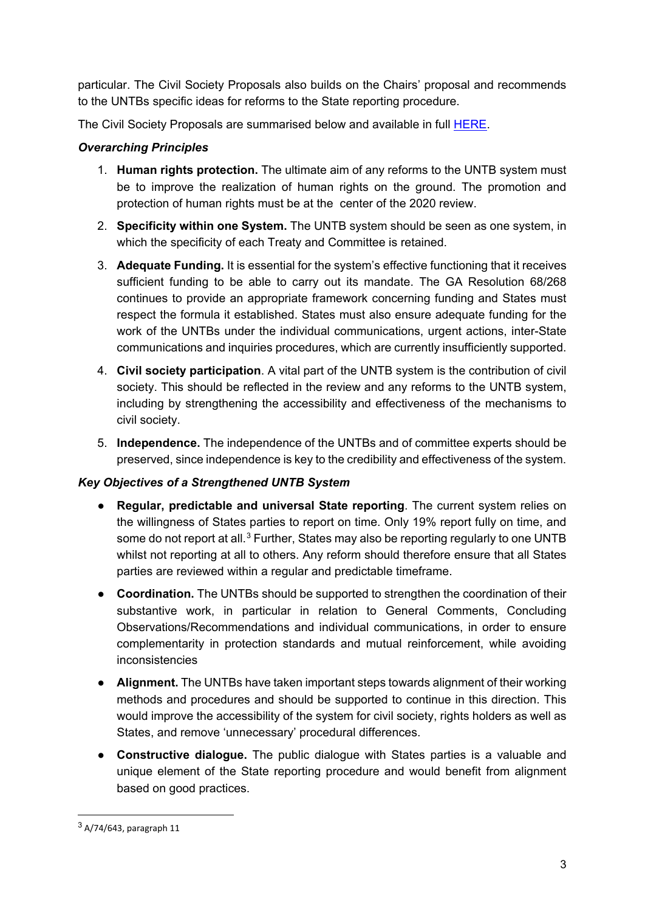particular. The Civil Society Proposals also builds on the Chairs' proposal and recommends to the UNTBs specific ideas for reforms to the State reporting procedure.

The Civil Society Proposals are summarised below and available in full [HERE](#).

***Overarching Principles***

1. **Human rights protection.** The ultimate aim of any reforms to the UNTB system must be to improve the realization of human rights on the ground. The promotion and protection of human rights must be at the center of the 2020 review.
2. **Specificity within one System.** The UNTB system should be seen as one system, in which the specificity of each Treaty and Committee is retained.
3. **Adequate Funding.** It is essential for the system's effective functioning that it receives sufficient funding to be able to carry out its mandate. The GA Resolution 68/268 continues to provide an appropriate framework concerning funding and States must respect the formula it established. States must also ensure adequate funding for the work of the UNTBs under the individual communications, urgent actions, inter-State communications and inquiries procedures, which are currently insufficiently supported.
4. **Civil society participation**. A vital part of the UNTB system is the contribution of civil society. This should be reflected in the review and any reforms to the UNTB system, including by strengthening the accessibility and effectiveness of the mechanisms to civil society.
5. **Independence.** The independence of the UNTBs and of committee experts should be preserved, since independence is key to the credibility and effectiveness of the system.

***Key Objectives of a Strengthened UNTB System***

- **Regular, predictable and universal State reporting**. The current system relies on the willingness of States parties to report on time. Only 19% report fully on time, and some do not report at all.[3] Further, States may also be reporting regularly to one UNTB whilst not reporting at all to others. Any reform should therefore ensure that all States parties are reviewed within a regular and predictable timeframe.
- **Coordination.** The UNTBs should be supported to strengthen the coordination of their substantive work, in particular in relation to General Comments, Concluding Observations/Recommendations and individual communications, in order to ensure complementarity in protection standards and mutual reinforcement, while avoiding inconsistencies
- **Alignment.** The UNTBs have taken important steps towards alignment of their working methods and procedures and should be supported to continue in this direction. This would improve the accessibility of the system for civil society, rights holders as well as States, and remove 'unnecessary' procedural differences.
- **Constructive dialogue.** The public dialogue with States parties is a valuable and unique element of the State reporting procedure and would benefit from alignment based on good practices.

[3] A/74/643, paragraph 11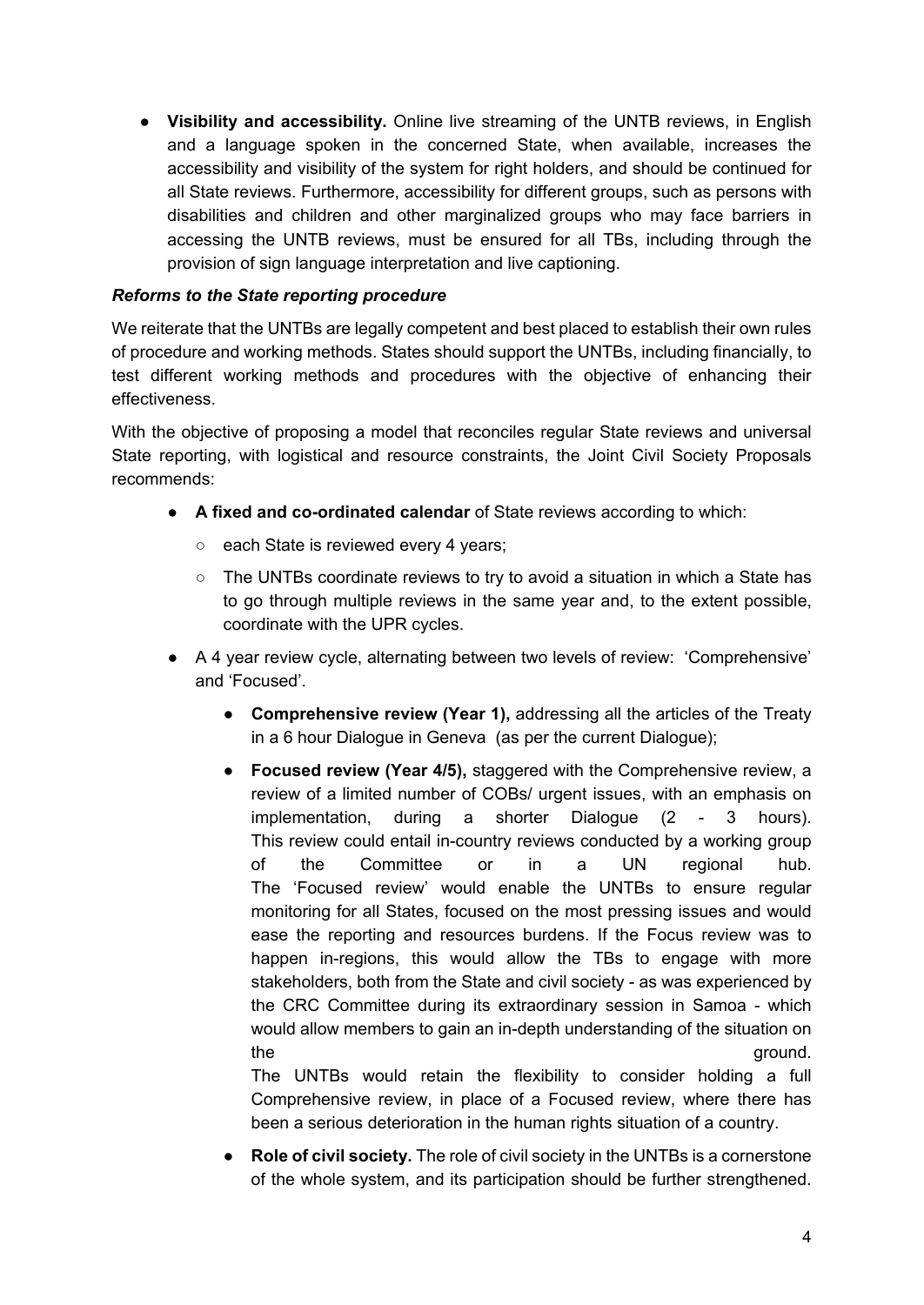- **Visibility and accessibility.** Online live streaming of the UNTB reviews, in English and a language spoken in the concerned State, when available, increases the accessibility and visibility of the system for right holders, and should be continued for all State reviews. Furthermore, accessibility for different groups, such as persons with disabilities and children and other marginalized groups who may face barriers in accessing the UNTB reviews, must be ensured for all TBs, including through the provision of sign language interpretation and live captioning.

***Reforms to the State reporting procedure***

We reiterate that the UNTBs are legally competent and best placed to establish their own rules of procedure and working methods. States should support the UNTBs, including financially, to test different working methods and procedures with the objective of enhancing their effectiveness.

With the objective of proposing a model that reconciles regular State reviews and universal State reporting, with logistical and resource constraints, the Joint Civil Society Proposals recommends:

- **A fixed and co-ordinated calendar** of State reviews according to which:
  - each State is reviewed every 4 years;
  - The UNTBs coordinate reviews to try to avoid a situation in which a State has to go through multiple reviews in the same year and, to the extent possible, coordinate with the UPR cycles.
- A 4 year review cycle, alternating between two levels of review: 'Comprehensive' and 'Focused'.
  - **Comprehensive review (Year 1),** addressing all the articles of the Treaty in a 6 hour Dialogue in Geneva (as per the current Dialogue);
  - **Focused review (Year 4/5),** staggered with the Comprehensive review, a review of a limited number of COBs/ urgent issues, with an emphasis on implementation, during a shorter Dialogue (2 - 3 hours). This review could entail in-country reviews conducted by a working group of the Committee or in a UN regional hub. The 'Focused review' would enable the UNTBs to ensure regular monitoring for all States, focused on the most pressing issues and would ease the reporting and resources burdens. If the Focus review was to happen in-regions, this would allow the TBs to engage with more stakeholders, both from the State and civil society - as was experienced by the CRC Committee during its extraordinary session in Samoa - which would allow members to gain an in-depth understanding of the situation on the ground.
    The UNTBs would retain the flexibility to consider holding a full Comprehensive review, in place of a Focused review, where there has been a serious deterioration in the human rights situation of a country.
  - **Role of civil society.** The role of civil society in the UNTBs is a cornerstone of the whole system, and its participation should be further strengthened.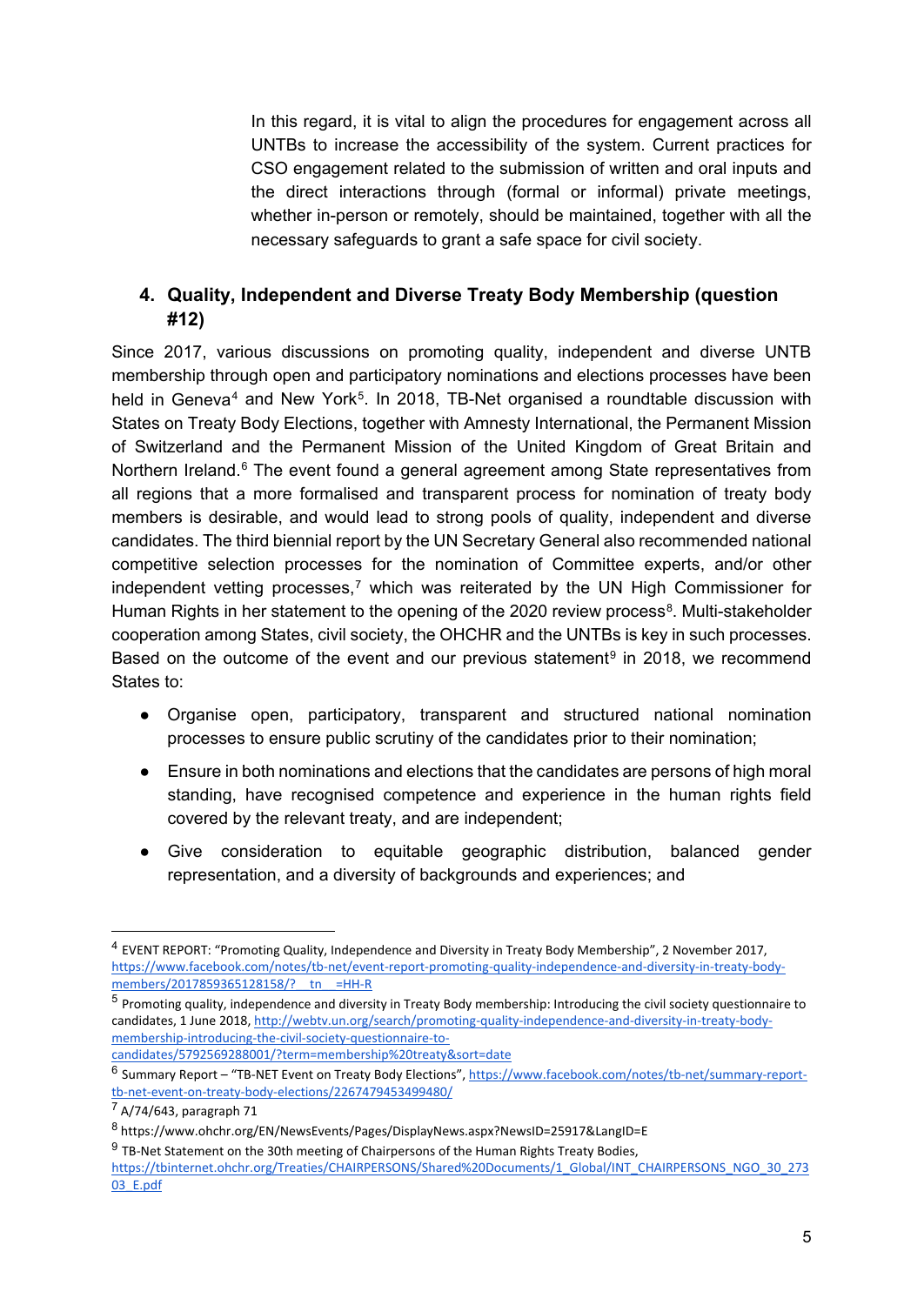In this regard, it is vital to align the procedures for engagement across all UNTBs to increase the accessibility of the system. Current practices for CSO engagement related to the submission of written and oral inputs and the direct interactions through (formal or informal) private meetings, whether in-person or remotely, should be maintained, together with all the necessary safeguards to grant a safe space for civil society.

## 4. Quality, Independent and Diverse Treaty Body Membership (question #12)

Since 2017, various discussions on promoting quality, independent and diverse UNTB membership through open and participatory nominations and elections processes have been held in Geneva[4] and New York[5]. In 2018, TB-Net organised a roundtable discussion with States on Treaty Body Elections, together with Amnesty International, the Permanent Mission of Switzerland and the Permanent Mission of the United Kingdom of Great Britain and Northern Ireland.[6] The event found a general agreement among State representatives from all regions that a more formalised and transparent process for nomination of treaty body members is desirable, and would lead to strong pools of quality, independent and diverse candidates. The third biennial report by the UN Secretary General also recommended national competitive selection processes for the nomination of Committee experts, and/or other independent vetting processes,[7] which was reiterated by the UN High Commissioner for Human Rights in her statement to the opening of the 2020 review process[8]. Multi-stakeholder cooperation among States, civil society, the OHCHR and the UNTBs is key in such processes. Based on the outcome of the event and our previous statement[9] in 2018, we recommend States to:

- Organise open, participatory, transparent and structured national nomination processes to ensure public scrutiny of the candidates prior to their nomination;
- Ensure in both nominations and elections that the candidates are persons of high moral standing, have recognised competence and experience in the human rights field covered by the relevant treaty, and are independent;
- Give consideration to equitable geographic distribution, balanced gender representation, and a diversity of backgrounds and experiences; and

---

[4] EVENT REPORT: "Promoting Quality, Independence and Diversity in Treaty Body Membership", 2 November 2017, https://www.facebook.com/notes/tb-net/event-report-promoting-quality-independence-and-diversity-in-treaty-body-members/2017859365128158/?__tn__=HH-R

[5] Promoting quality, independence and diversity in Treaty Body membership: Introducing the civil society questionnaire to candidates, 1 June 2018, http://webtv.un.org/search/promoting-quality-independence-and-diversity-in-treaty-body-membership-introducing-the-civil-society-questionnaire-to-candidates/5792569288001/?term=membership%20treaty&sort=date

[6] Summary Report – "TB-NET Event on Treaty Body Elections", https://www.facebook.com/notes/tb-net/summary-report-tb-net-event-on-treaty-body-elections/2267479453499480/

[7] A/74/643, paragraph 71

[8] https://www.ohchr.org/EN/NewsEvents/Pages/DisplayNews.aspx?NewsID=25917&LangID=E

[9] TB-Net Statement on the 30th meeting of Chairpersons of the Human Rights Treaty Bodies, https://tbinternet.ohchr.org/Treaties/CHAIRPERSONS/Shared%20Documents/1_Global/INT_CHAIRPERSONS_NGO_30_27303_E.pdf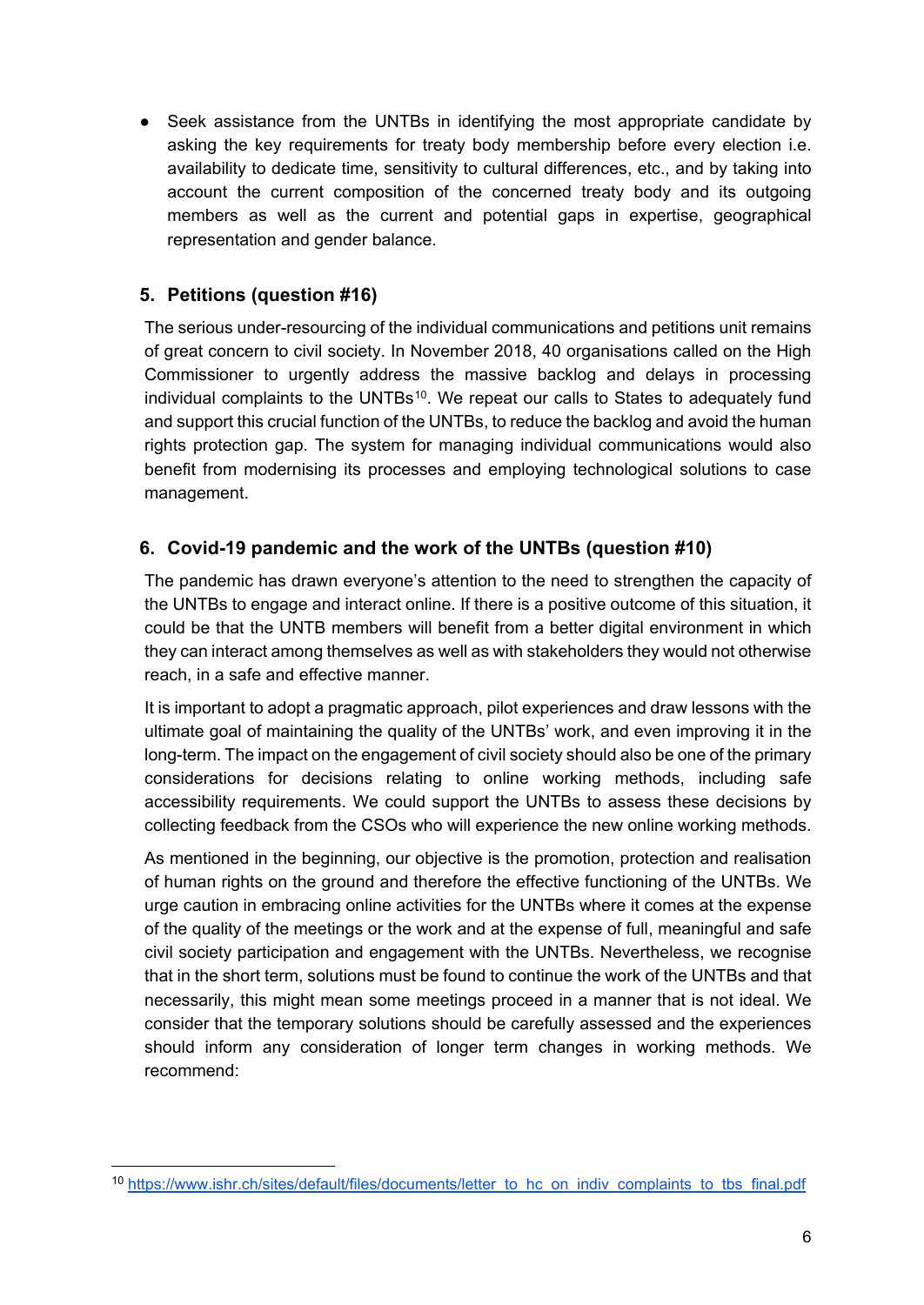- Seek assistance from the UNTBs in identifying the most appropriate candidate by asking the key requirements for treaty body membership before every election i.e. availability to dedicate time, sensitivity to cultural differences, etc., and by taking into account the current composition of the concerned treaty body and its outgoing members as well as the current and potential gaps in expertise, geographical representation and gender balance.

## 5. Petitions (question #16)

The serious under-resourcing of the individual communications and petitions unit remains of great concern to civil society. In November 2018, 40 organisations called on the High Commissioner to urgently address the massive backlog and delays in processing individual complaints to the UNTBs[10]. We repeat our calls to States to adequately fund and support this crucial function of the UNTBs, to reduce the backlog and avoid the human rights protection gap. The system for managing individual communications would also benefit from modernising its processes and employing technological solutions to case management.

## 6. Covid-19 pandemic and the work of the UNTBs (question #10)

The pandemic has drawn everyone's attention to the need to strengthen the capacity of the UNTBs to engage and interact online. If there is a positive outcome of this situation, it could be that the UNTB members will benefit from a better digital environment in which they can interact among themselves as well as with stakeholders they would not otherwise reach, in a safe and effective manner.

It is important to adopt a pragmatic approach, pilot experiences and draw lessons with the ultimate goal of maintaining the quality of the UNTBs' work, and even improving it in the long-term. The impact on the engagement of civil society should also be one of the primary considerations for decisions relating to online working methods, including safe accessibility requirements. We could support the UNTBs to assess these decisions by collecting feedback from the CSOs who will experience the new online working methods.

As mentioned in the beginning, our objective is the promotion, protection and realisation of human rights on the ground and therefore the effective functioning of the UNTBs. We urge caution in embracing online activities for the UNTBs where it comes at the expense of the quality of the meetings or the work and at the expense of full, meaningful and safe civil society participation and engagement with the UNTBs. Nevertheless, we recognise that in the short term, solutions must be found to continue the work of the UNTBs and that necessarily, this might mean some meetings proceed in a manner that is not ideal. We consider that the temporary solutions should be carefully assessed and the experiences should inform any consideration of longer term changes in working methods. We recommend:

---

[10] https://www.ishr.ch/sites/default/files/documents/letter_to_hc_on_indiv_complaints_to_tbs_final.pdf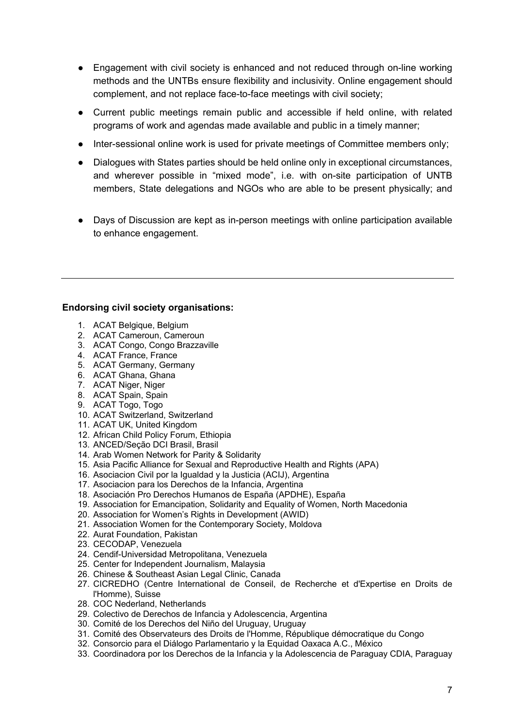- Engagement with civil society is enhanced and not reduced through on-line working methods and the UNTBs ensure flexibility and inclusivity. Online engagement should complement, and not replace face-to-face meetings with civil society;
- Current public meetings remain public and accessible if held online, with related programs of work and agendas made available and public in a timely manner;
- Inter-sessional online work is used for private meetings of Committee members only;
- Dialogues with States parties should be held online only in exceptional circumstances, and wherever possible in "mixed mode", i.e. with on-site participation of UNTB members, State delegations and NGOs who are able to be present physically; and
- Days of Discussion are kept as in-person meetings with online participation available to enhance engagement.

---

**Endorsing civil society organisations:**

1. ACAT Belgique, Belgium
2. ACAT Cameroun, Cameroun
3. ACAT Congo, Congo Brazzaville
4. ACAT France, France
5. ACAT Germany, Germany
6. ACAT Ghana, Ghana
7. ACAT Niger, Niger
8. ACAT Spain, Spain
9. ACAT Togo, Togo
10. ACAT Switzerland, Switzerland
11. ACAT UK, United Kingdom
12. African Child Policy Forum, Ethiopia
13. ANCED/Seção DCI Brasil, Brasil
14. Arab Women Network for Parity & Solidarity
15. Asia Pacific Alliance for Sexual and Reproductive Health and Rights (APA)
16. Asociacion Civil por la Igualdad y la Justicia (ACIJ), Argentina
17. Asociacion para los Derechos de la Infancia, Argentina
18. Asociación Pro Derechos Humanos de España (APDHE), España
19. Association for Emancipation, Solidarity and Equality of Women, North Macedonia
20. Association for Women's Rights in Development (AWID)
21. Association Women for the Contemporary Society, Moldova
22. Aurat Foundation, Pakistan
23. CECODAP, Venezuela
24. Cendif-Universidad Metropolitana, Venezuela
25. Center for Independent Journalism, Malaysia
26. Chinese & Southeast Asian Legal Clinic, Canada
27. CICREDHO (Centre International de Conseil, de Recherche et d'Expertise en Droits de l'Homme), Suisse
28. COC Nederland, Netherlands
29. Colectivo de Derechos de Infancia y Adolescencia, Argentina
30. Comité de los Derechos del Niño del Uruguay, Uruguay
31. Comité des Observateurs des Droits de l'Homme, République démocratique du Congo
32. Consorcio para el Diálogo Parlamentario y la Equidad Oaxaca A.C., México
33. Coordinadora por los Derechos de la Infancia y la Adolescencia de Paraguay CDIA, Paraguay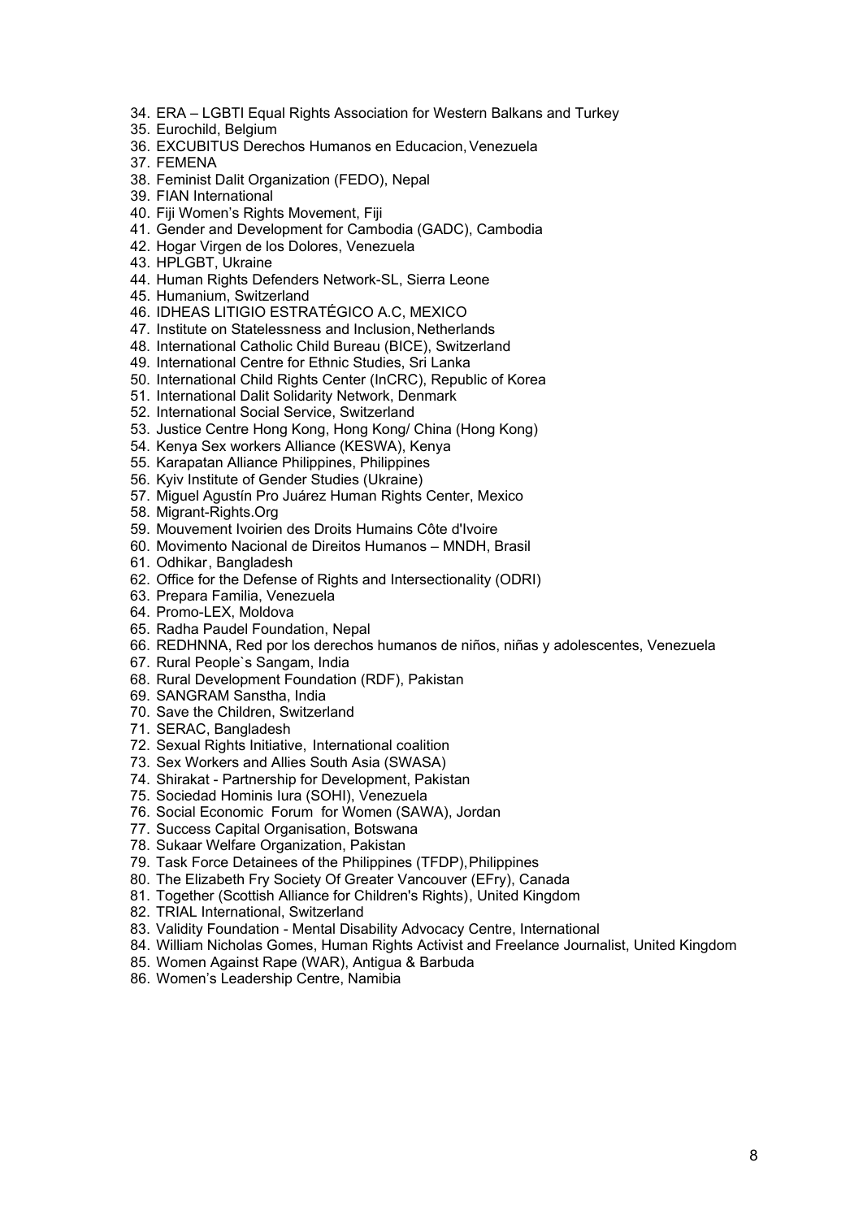34. ERA – LGBTI Equal Rights Association for Western Balkans and Turkey
35. Eurochild, Belgium
36. EXCUBITUS Derechos Humanos en Educacion, Venezuela
37. FEMENA
38. Feminist Dalit Organization (FEDO), Nepal
39. FIAN International
40. Fiji Women's Rights Movement, Fiji
41. Gender and Development for Cambodia (GADC), Cambodia
42. Hogar Virgen de los Dolores, Venezuela
43. HPLGBT, Ukraine
44. Human Rights Defenders Network-SL, Sierra Leone
45. Humanium, Switzerland
46. IDHEAS LITIGIO ESTRATÉGICO A.C, MEXICO
47. Institute on Statelessness and Inclusion, Netherlands
48. International Catholic Child Bureau (BICE), Switzerland
49. International Centre for Ethnic Studies, Sri Lanka
50. International Child Rights Center (InCRC), Republic of Korea
51. International Dalit Solidarity Network, Denmark
52. International Social Service, Switzerland
53. Justice Centre Hong Kong, Hong Kong/ China (Hong Kong)
54. Kenya Sex workers Alliance (KESWA), Kenya
55. Karapatan Alliance Philippines, Philippines
56. Kyiv Institute of Gender Studies (Ukraine)
57. Miguel Agustín Pro Juárez Human Rights Center, Mexico
58. Migrant-Rights.Org
59. Mouvement Ivoirien des Droits Humains Côte d'Ivoire
60. Movimento Nacional de Direitos Humanos – MNDH, Brasil
61. Odhikar, Bangladesh
62. Office for the Defense of Rights and Intersectionality (ODRI)
63. Prepara Familia, Venezuela
64. Promo-LEX, Moldova
65. Radha Paudel Foundation, Nepal
66. REDHNNA, Red por los derechos humanos de niños, niñas y adolescentes, Venezuela
67. Rural People`s Sangam, India
68. Rural Development Foundation (RDF), Pakistan
69. SANGRAM Sanstha, India
70. Save the Children, Switzerland
71. SERAC, Bangladesh
72. Sexual Rights Initiative, International coalition
73. Sex Workers and Allies South Asia (SWASA)
74. Shirakat - Partnership for Development, Pakistan
75. Sociedad Hominis Iura (SOHI), Venezuela
76. Social Economic Forum for Women (SAWA), Jordan
77. Success Capital Organisation, Botswana
78. Sukaar Welfare Organization, Pakistan
79. Task Force Detainees of the Philippines (TFDP), Philippines
80. The Elizabeth Fry Society Of Greater Vancouver (EFry), Canada
81. Together (Scottish Alliance for Children's Rights), United Kingdom
82. TRIAL International, Switzerland
83. Validity Foundation - Mental Disability Advocacy Centre, International
84. William Nicholas Gomes, Human Rights Activist and Freelance Journalist, United Kingdom
85. Women Against Rape (WAR), Antigua & Barbuda
86. Women's Leadership Centre, Namibia